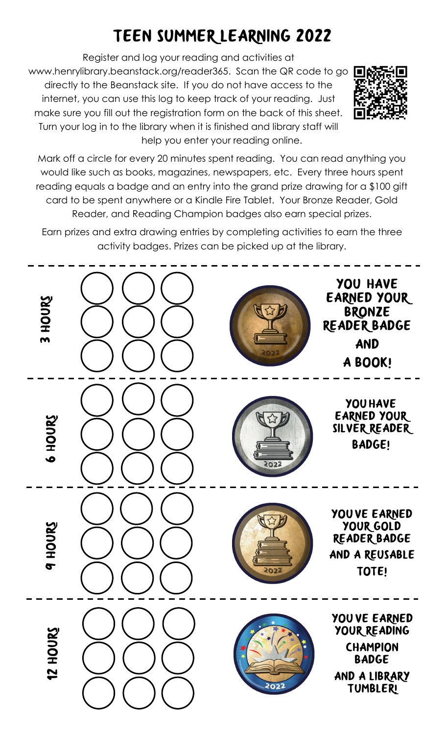# TEEN SUMMER LEARNING 2022

Register and log your reading and activities at www.henrylibrary.beanstack.org/reader365. Scan the QR code to go directly to the Beanstack site. If you do not have access to the internet, you can use this log to keep track of your reading. Just make sure you fill out the registration form on the back of this sheet. Turn your log in to the library when it is finished and library staff will help you enter your reading online.

Mark off a circle for every 20 minutes spent reading. You can read anything you would like such as books, magazines, newspapers, etc. Every three hours spent reading equals a badge and an entry into the grand prize drawing for a $100 gift card to be spent anywhere or a Kindle Fire Tablet. Your Bronze Reader, Gold Reader, and Reading Champion badges also earn special prizes.

Earn prizes and extra drawing entries by completing activities to earn the three activity badges. Prizes can be picked up at the library.

| | |
|---|---|
| **3 HOURS** | YOU HAVE EARNED YOUR BRONZE READER BADGE AND A BOOK! |
| **6 HOURS** | YOU HAVE EARNED YOUR SILVER READER BADGE! |
| **9 HOURS** | YOU'VE EARNED YOUR GOLD READER BADGE AND A REUSABLE TOTE! |
| **12 HOURS** | YOU'VE EARNED YOUR READING CHAMPION BADGE AND A LIBRARY TUMBLER! |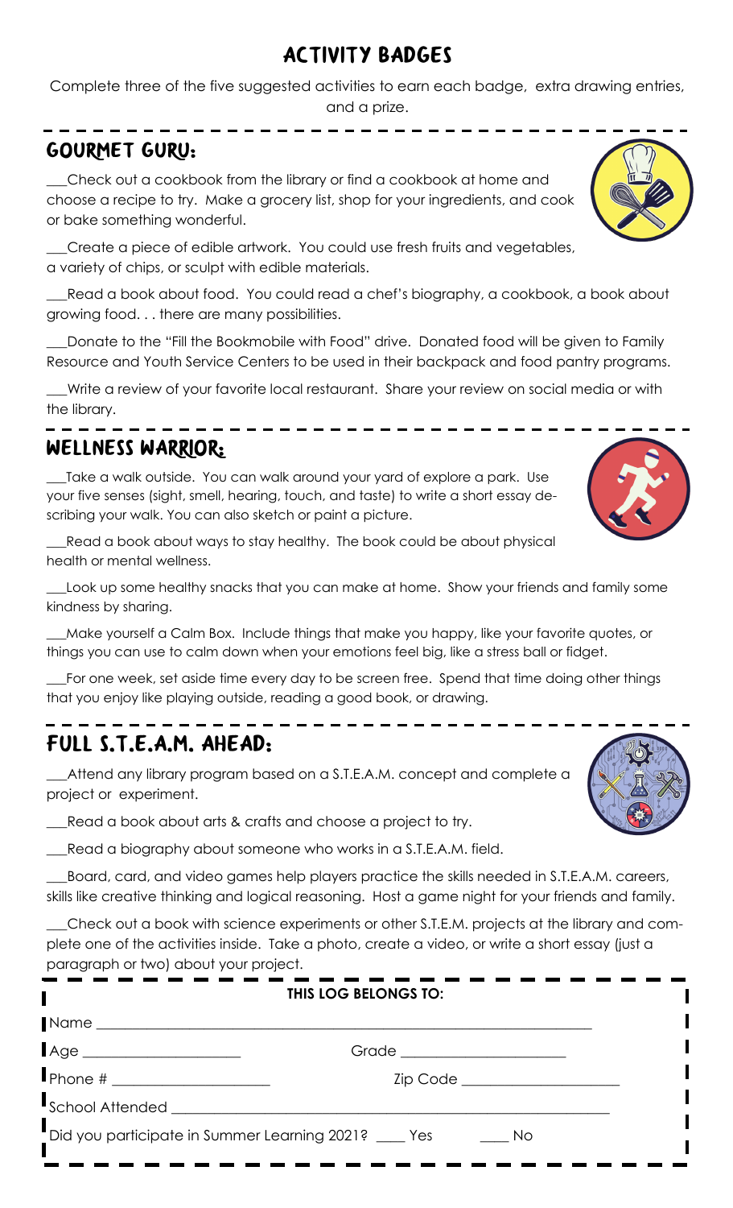# ACTIVITY BADGES

Complete three of the five suggested activities to earn each badge, extra drawing entries, and a prize.

## GOURMET GURU:

___Check out a cookbook from the library or find a cookbook at home and choose a recipe to try. Make a grocery list, shop for your ingredients, and cook or bake something wonderful.

___Create a piece of edible artwork. You could use fresh fruits and vegetables, a variety of chips, or sculpt with edible materials.

___Read a book about food. You could read a chef's biography, a cookbook, a book about growing food. . . there are many possibilities.

___Donate to the "Fill the Bookmobile with Food" drive. Donated food will be given to Family Resource and Youth Service Centers to be used in their backpack and food pantry programs.

___Write a review of your favorite local restaurant. Share your review on social media or with the library.

## WELLNESS WARRIOR:

___Take a walk outside. You can walk around your yard of explore a park. Use your five senses (sight, smell, hearing, touch, and taste) to write a short essay describing your walk. You can also sketch or paint a picture.

___Read a book about ways to stay healthy. The book could be about physical health or mental wellness.

___Look up some healthy snacks that you can make at home. Show your friends and family some kindness by sharing.

___Make yourself a Calm Box. Include things that make you happy, like your favorite quotes, or things you can use to calm down when your emotions feel big, like a stress ball or fidget.

___For one week, set aside time every day to be screen free. Spend that time doing other things that you enjoy like playing outside, reading a good book, or drawing.

## FULL S.T.E.A.M. AHEAD:

___Attend any library program based on a S.T.E.A.M. concept and complete a project or experiment.

___Read a book about arts & crafts and choose a project to try.

___Read a biography about someone who works in a S.T.E.A.M. field.

___Board, card, and video games help players practice the skills needed in S.T.E.A.M. careers, skills like creative thinking and logical reasoning. Host a game night for your friends and family.

___Check out a book with science experiments or other S.T.E.M. projects at the library and complete one of the activities inside. Take a photo, create a video, or write a short essay (just a paragraph or two) about your project.

**THIS LOG BELONGS TO:**

Name ____________________________________________

Age ____________________ Grade ____________________

Phone # ____________________ Zip Code ____________________

School Attended ____________________________________________

Did you participate in Summer Learning 2021? ____ Yes ____ No